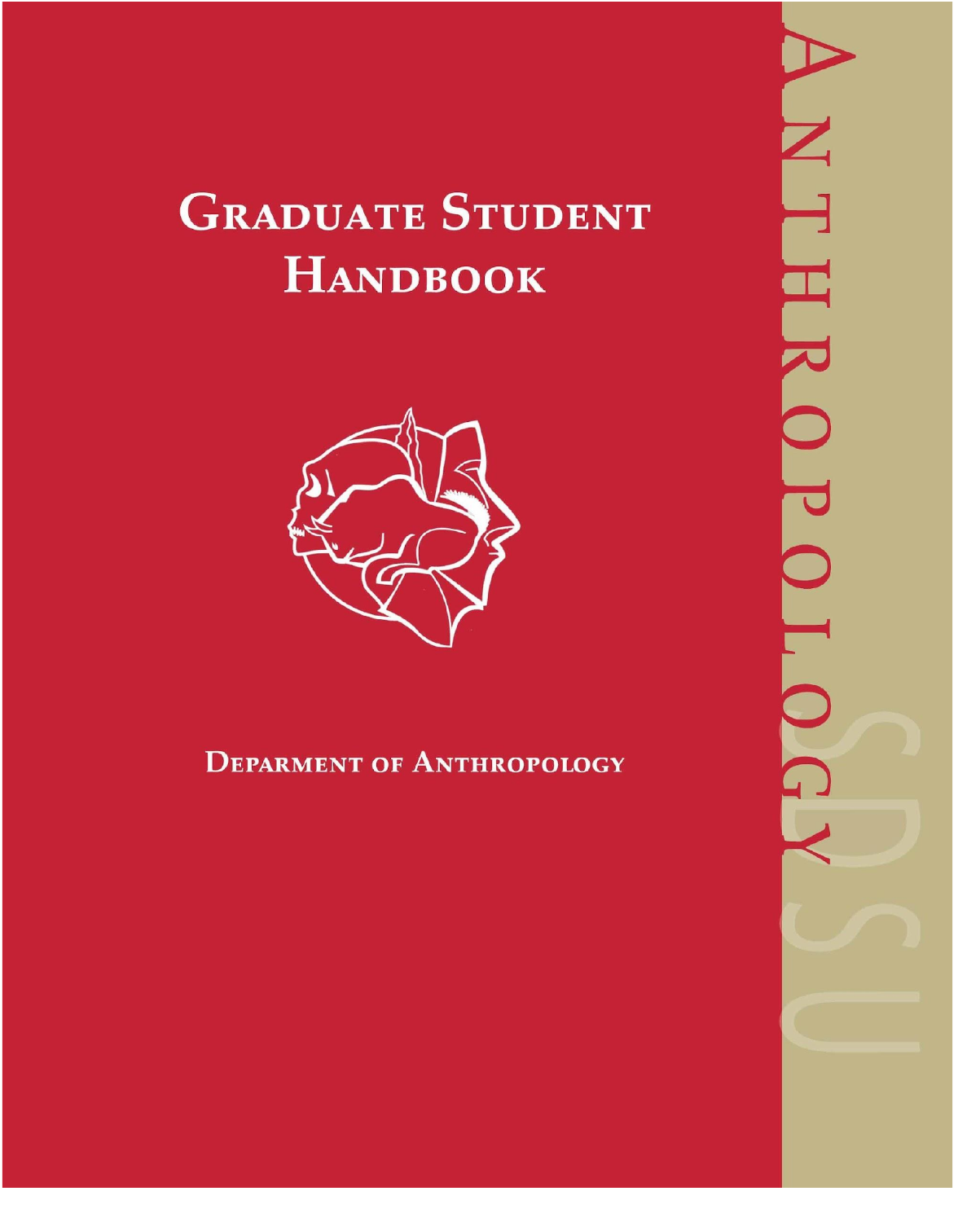# Graduate Student Handbook

Deparment of Anthropology

ANTHROPOLOGY

SDSU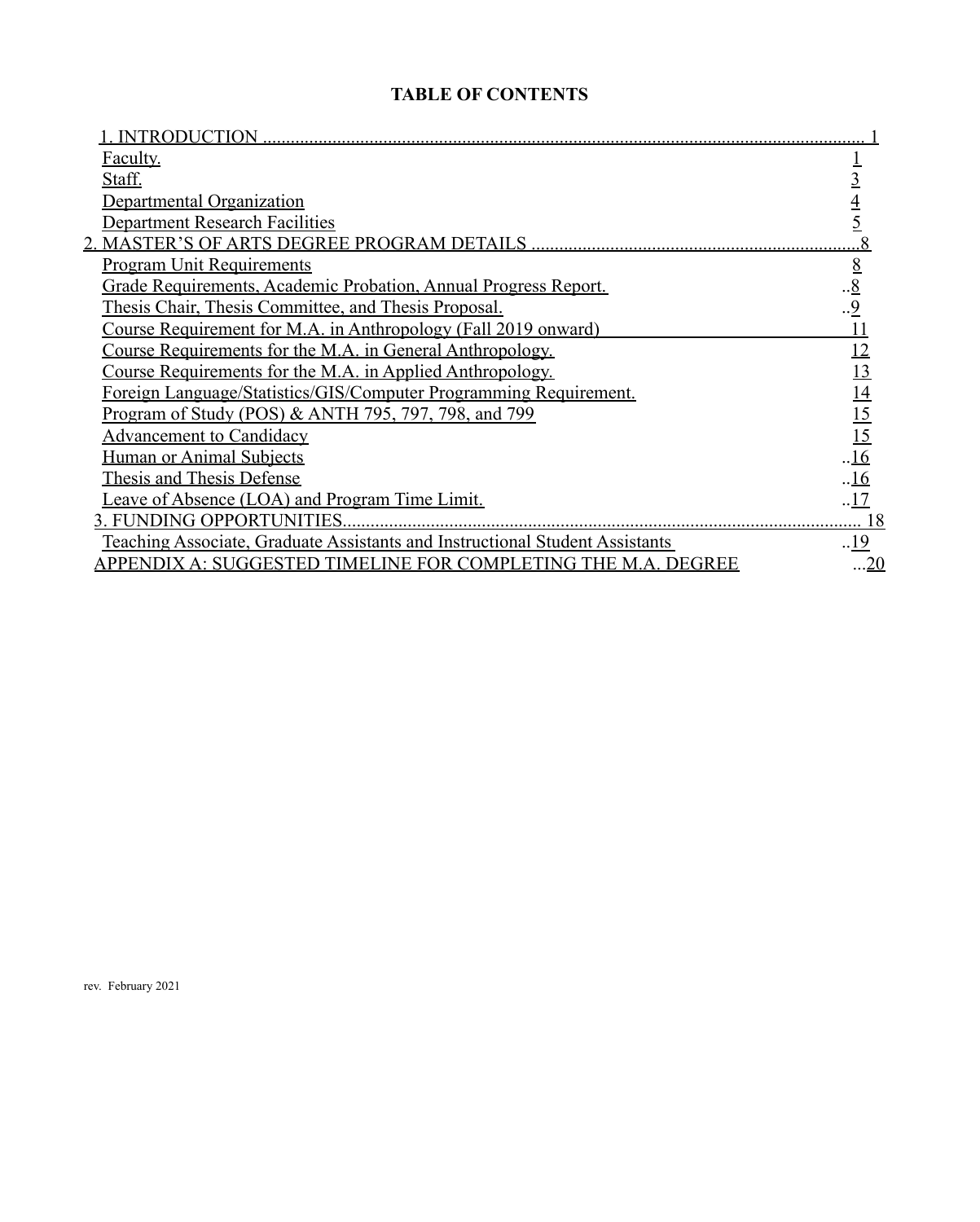# TABLE OF CONTENTS

| | |
|---|---|
| 1. INTRODUCTION | 1 |
| Faculty. | 1 |
| Staff. | 3 |
| Departmental Organization | 4 |
| Department Research Facilities | 5 |
| 2. MASTER'S OF ARTS DEGREE PROGRAM DETAILS | 8 |
| Program Unit Requirements | 8 |
| Grade Requirements, Academic Probation, Annual Progress Report. | 8 |
| Thesis Chair, Thesis Committee, and Thesis Proposal. | 9 |
| Course Requirement for M.A. in Anthropology (Fall 2019 onward) | 11 |
| Course Requirements for the M.A. in General Anthropology. | 12 |
| Course Requirements for the M.A. in Applied Anthropology. | 13 |
| Foreign Language/Statistics/GIS/Computer Programming Requirement. | 14 |
| Program of Study (POS) & ANTH 795, 797, 798, and 799 | 15 |
| Advancement to Candidacy | 15 |
| Human or Animal Subjects | 16 |
| Thesis and Thesis Defense | 16 |
| Leave of Absence (LOA) and Program Time Limit. | 17 |
| 3. FUNDING OPPORTUNITIES | 18 |
| Teaching Associate, Graduate Assistants and Instructional Student Assistants | 19 |
| APPENDIX A: SUGGESTED TIMELINE FOR COMPLETING THE M.A. DEGREE | 20 |

rev. February 2021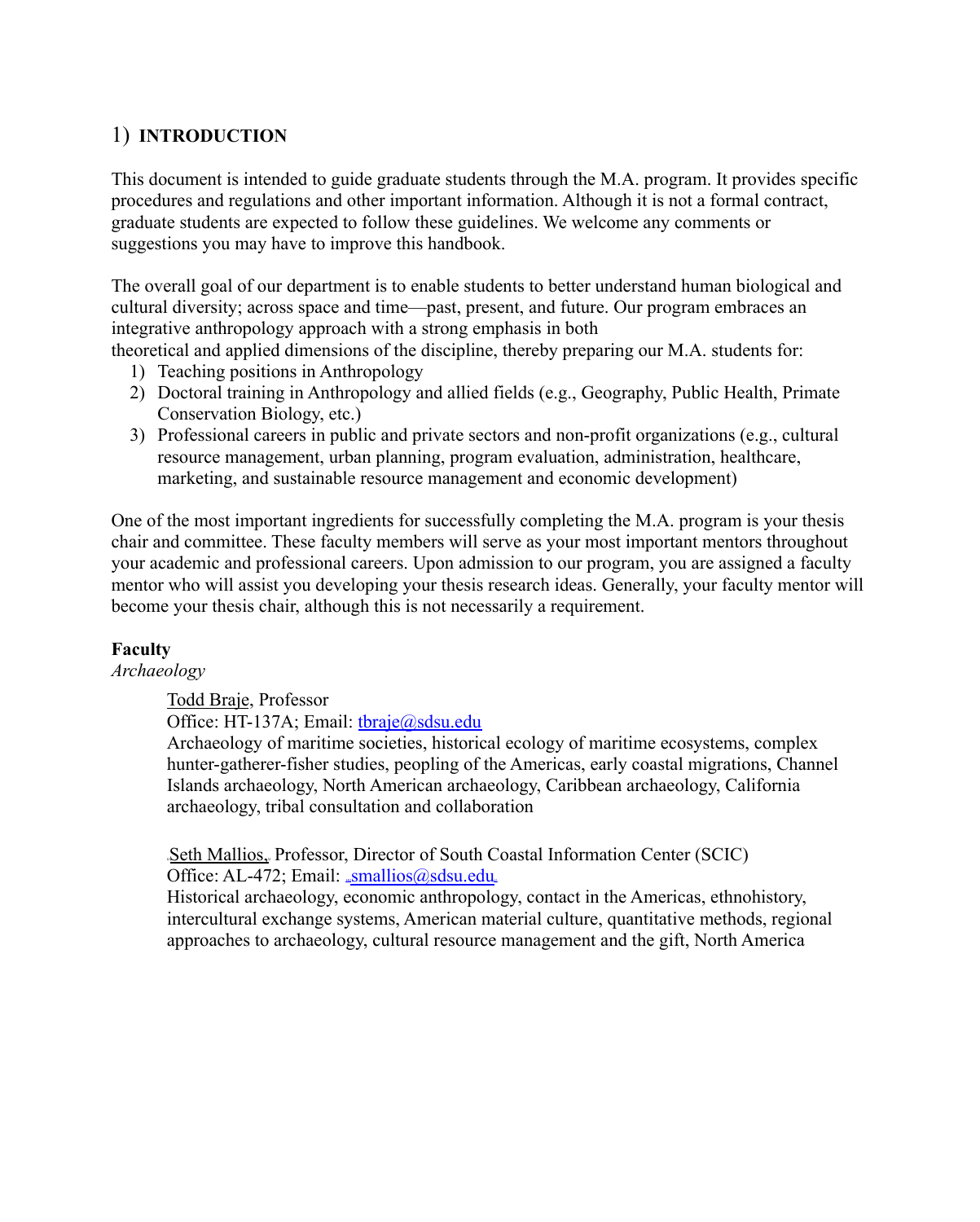## 1) INTRODUCTION

This document is intended to guide graduate students through the M.A. program. It provides specific procedures and regulations and other important information. Although it is not a formal contract, graduate students are expected to follow these guidelines. We welcome any comments or suggestions you may have to improve this handbook.

The overall goal of our department is to enable students to better understand human biological and cultural diversity; across space and time—past, present, and future. Our program embraces an integrative anthropology approach with a strong emphasis in both theoretical and applied dimensions of the discipline, thereby preparing our M.A. students for:

1) Teaching positions in Anthropology
2) Doctoral training in Anthropology and allied fields (e.g., Geography, Public Health, Primate Conservation Biology, etc.)
3) Professional careers in public and private sectors and non-profit organizations (e.g., cultural resource management, urban planning, program evaluation, administration, healthcare, marketing, and sustainable resource management and economic development)

One of the most important ingredients for successfully completing the M.A. program is your thesis chair and committee. These faculty members will serve as your most important mentors throughout your academic and professional careers. Upon admission to our program, you are assigned a faculty mentor who will assist you developing your thesis research ideas. Generally, your faculty mentor will become your thesis chair, although this is not necessarily a requirement.

### Faculty

*Archaeology*

Todd Braje, Professor
Office: HT-137A; Email: tbraje@sdsu.edu
Archaeology of maritime societies, historical ecology of maritime ecosystems, complex hunter-gatherer-fisher studies, peopling of the Americas, early coastal migrations, Channel Islands archaeology, North American archaeology, Caribbean archaeology, California archaeology, tribal consultation and collaboration

Seth Mallios, Professor, Director of South Coastal Information Center (SCIC)
Office: AL-472; Email: smallios@sdsu.edu
Historical archaeology, economic anthropology, contact in the Americas, ethnohistory, intercultural exchange systems, American material culture, quantitative methods, regional approaches to archaeology, cultural resource management and the gift, North America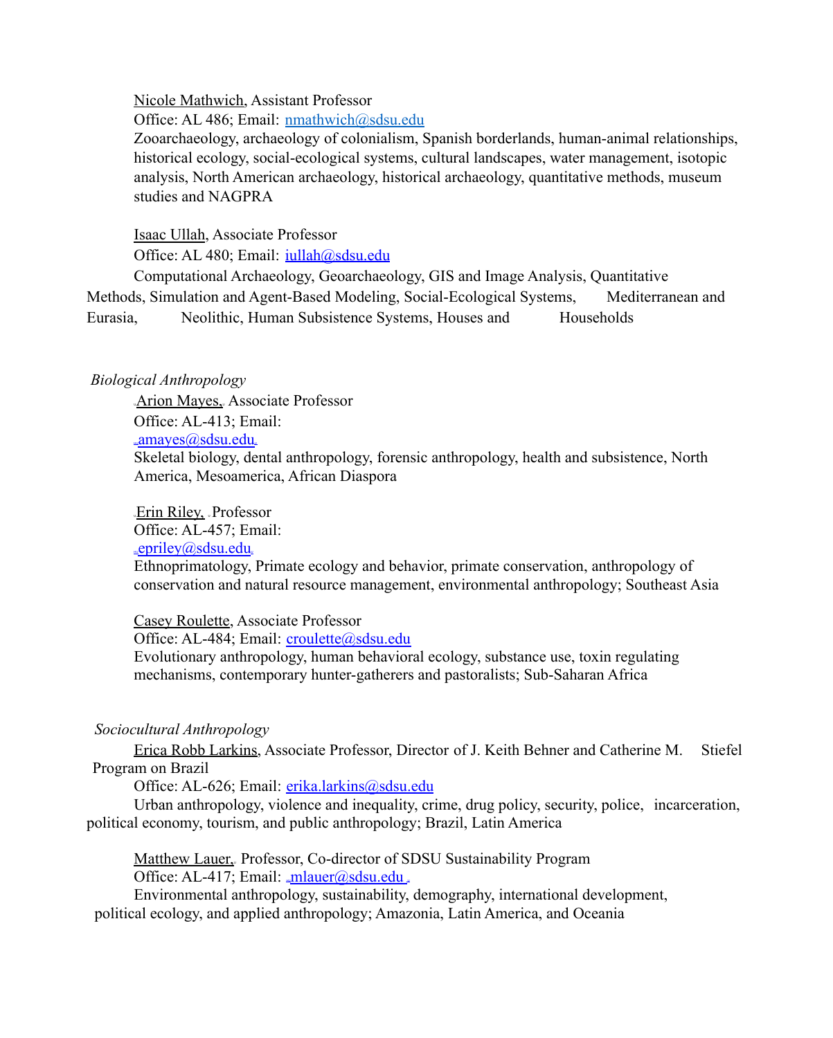Nicole Mathwich, Assistant Professor
Office: AL 486; Email: nmathwich@sdsu.edu
Zooarchaeology, archaeology of colonialism, Spanish borderlands, human-animal relationships, historical ecology, social-ecological systems, cultural landscapes, water management, isotopic analysis, North American archaeology, historical archaeology, quantitative methods, museum studies and NAGPRA

Isaac Ullah, Associate Professor
Office: AL 480; Email: iullah@sdsu.edu
Computational Archaeology, Geoarchaeology, GIS and Image Analysis, Quantitative Methods, Simulation and Agent-Based Modeling, Social-Ecological Systems, Mediterranean and Eurasia, Neolithic, Human Subsistence Systems, Houses and Households

*Biological Anthropology*

Arion Mayes, Associate Professor
Office: AL-413; Email:
amayes@sdsu.edu
Skeletal biology, dental anthropology, forensic anthropology, health and subsistence, North America, Mesoamerica, African Diaspora

Erin Riley, Professor
Office: AL-457; Email:
epriley@sdsu.edu
Ethnoprimatology, Primate ecology and behavior, primate conservation, anthropology of conservation and natural resource management, environmental anthropology; Southeast Asia

Casey Roulette, Associate Professor
Office: AL-484; Email: croulette@sdsu.edu
Evolutionary anthropology, human behavioral ecology, substance use, toxin regulating mechanisms, contemporary hunter-gatherers and pastoralists; Sub-Saharan Africa

*Sociocultural Anthropology*

Erica Robb Larkins, Associate Professor, Director of J. Keith Behner and Catherine M. Stiefel Program on Brazil
Office: AL-626; Email: erika.larkins@sdsu.edu
Urban anthropology, violence and inequality, crime, drug policy, security, police, incarceration, political economy, tourism, and public anthropology; Brazil, Latin America

Matthew Lauer, Professor, Co-director of SDSU Sustainability Program
Office: AL-417; Email: mlauer@sdsu.edu
Environmental anthropology, sustainability, demography, international development, political ecology, and applied anthropology; Amazonia, Latin America, and Oceania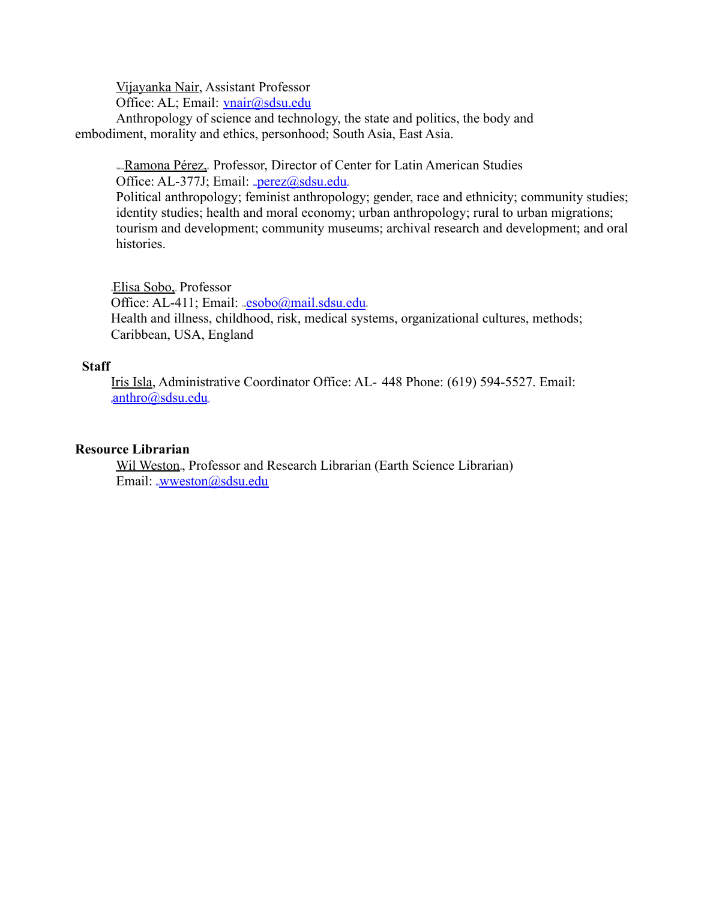Vijayanka Nair, Assistant Professor
Office: AL; Email: vnair@sdsu.edu
Anthropology of science and technology, the state and politics, the body and embodiment, morality and ethics, personhood; South Asia, East Asia.

Ramona Pérez, Professor, Director of Center for Latin American Studies
Office: AL-377J; Email: perez@sdsu.edu
Political anthropology; feminist anthropology; gender, race and ethnicity; community studies; identity studies; health and moral economy; urban anthropology; rural to urban migrations; tourism and development; community museums; archival research and development; and oral histories.

Elisa Sobo, Professor
Office: AL-411; Email: esobo@mail.sdsu.edu
Health and illness, childhood, risk, medical systems, organizational cultures, methods; Caribbean, USA, England

**Staff**

Iris Isla, Administrative Coordinator Office: AL- 448 Phone: (619) 594-5527. Email: anthro@sdsu.edu

**Resource Librarian**

Wil Weston, Professor and Research Librarian (Earth Science Librarian)
Email: wweston@sdsu.edu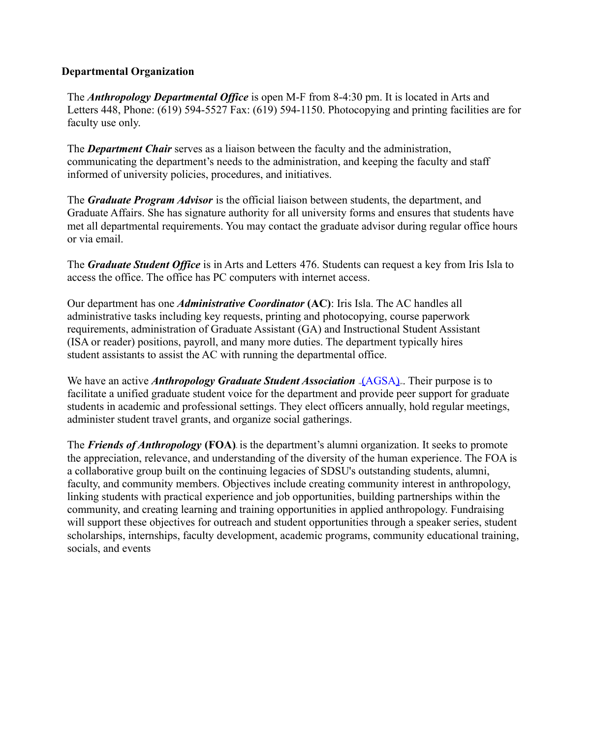**Departmental Organization**

The ***Anthropology Departmental Office*** is open M-F from 8-4:30 pm. It is located in Arts and Letters 448, Phone: (619) 594-5527 Fax: (619) 594-1150. Photocopying and printing facilities are for faculty use only.

The ***Department Chair*** serves as a liaison between the faculty and the administration, communicating the department's needs to the administration, and keeping the faculty and staff informed of university policies, procedures, and initiatives.

The ***Graduate Program Advisor*** is the official liaison between students, the department, and Graduate Affairs. She has signature authority for all university forms and ensures that students have met all departmental requirements. You may contact the graduate advisor during regular office hours or via email.

The ***Graduate Student Office*** is in Arts and Letters 476. Students can request a key from Iris Isla to access the office. The office has PC computers with internet access.

Our department has one ***Administrative Coordinator*** **(AC)**: Iris Isla. The AC handles all administrative tasks including key requests, printing and photocopying, course paperwork requirements, administration of Graduate Assistant (GA) and Instructional Student Assistant (ISA or reader) positions, payroll, and many more duties. The department typically hires student assistants to assist the AC with running the departmental office.

We have an active ***Anthropology Graduate Student Association*** (AGSA). Their purpose is to facilitate a unified graduate student voice for the department and provide peer support for graduate students in academic and professional settings. They elect officers annually, hold regular meetings, administer student travel grants, and organize social gatherings.

The ***Friends of Anthropology*** **(FOA)** is the department's alumni organization. It seeks to promote the appreciation, relevance, and understanding of the diversity of the human experience. The FOA is a collaborative group built on the continuing legacies of SDSU's outstanding students, alumni, faculty, and community members. Objectives include creating community interest in anthropology, linking students with practical experience and job opportunities, building partnerships within the community, and creating learning and training opportunities in applied anthropology. Fundraising will support these objectives for outreach and student opportunities through a speaker series, student scholarships, internships, faculty development, academic programs, community educational training, socials, and events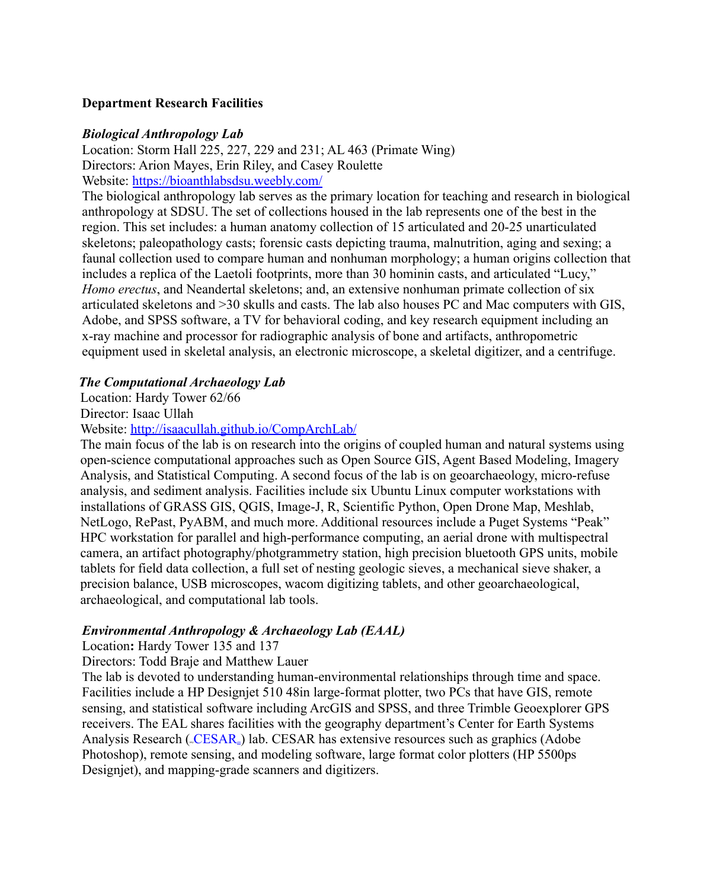**Department Research Facilities**

***Biological Anthropology Lab***

Location: Storm Hall 225, 227, 229 and 231; AL 463 (Primate Wing)
Directors: Arion Mayes, Erin Riley, and Casey Roulette
Website: [https://bioanthlabsdsu.weebly.com/](https://bioanthlabsdsu.weebly.com/)
The biological anthropology lab serves as the primary location for teaching and research in biological anthropology at SDSU. The set of collections housed in the lab represents one of the best in the region. This set includes: a human anatomy collection of 15 articulated and 20-25 unarticulated skeletons; paleopathology casts; forensic casts depicting trauma, malnutrition, aging and sexing; a faunal collection used to compare human and nonhuman morphology; a human origins collection that includes a replica of the Laetoli footprints, more than 30 hominin casts, and articulated "Lucy," *Homo erectus*, and Neandertal skeletons; and, an extensive nonhuman primate collection of six articulated skeletons and >30 skulls and casts. The lab also houses PC and Mac computers with GIS, Adobe, and SPSS software, a TV for behavioral coding, and key research equipment including an x-ray machine and processor for radiographic analysis of bone and artifacts, anthropometric equipment used in skeletal analysis, an electronic microscope, a skeletal digitizer, and a centrifuge.

***The Computational Archaeology Lab***

Location: Hardy Tower 62/66
Director: Isaac Ullah
Website: [http://isaacullah.github.io/CompArchLab/](http://isaacullah.github.io/CompArchLab/)
The main focus of the lab is on research into the origins of coupled human and natural systems using open-science computational approaches such as Open Source GIS, Agent Based Modeling, Imagery Analysis, and Statistical Computing. A second focus of the lab is on geoarchaeology, micro-refuse analysis, and sediment analysis. Facilities include six Ubuntu Linux computer workstations with installations of GRASS GIS, QGIS, Image-J, R, Scientific Python, Open Drone Map, Meshlab, NetLogo, RePast, PyABM, and much more. Additional resources include a Puget Systems "Peak" HPC workstation for parallel and high-performance computing, an aerial drone with multispectral camera, an artifact photography/photgrammetry station, high precision bluetooth GPS units, mobile tablets for field data collection, a full set of nesting geologic sieves, a mechanical sieve shaker, a precision balance, USB microscopes, wacom digitizing tablets, and other geoarchaeological, archaeological, and computational lab tools.

***Environmental Anthropology & Archaeology Lab (EAAL)***

Location**:** Hardy Tower 135 and 137
Directors: Todd Braje and Matthew Lauer
The lab is devoted to understanding human-environmental relationships through time and space. Facilities include a HP Designjet 510 48in large-format plotter, two PCs that have GIS, remote sensing, and statistical software including ArcGIS and SPSS, and three Trimble Geoexplorer GPS receivers. The EAL shares facilities with the geography department's Center for Earth Systems Analysis Research (CESAR) lab. CESAR has extensive resources such as graphics (Adobe Photoshop), remote sensing, and modeling software, large format color plotters (HP 5500ps Designjet), and mapping-grade scanners and digitizers.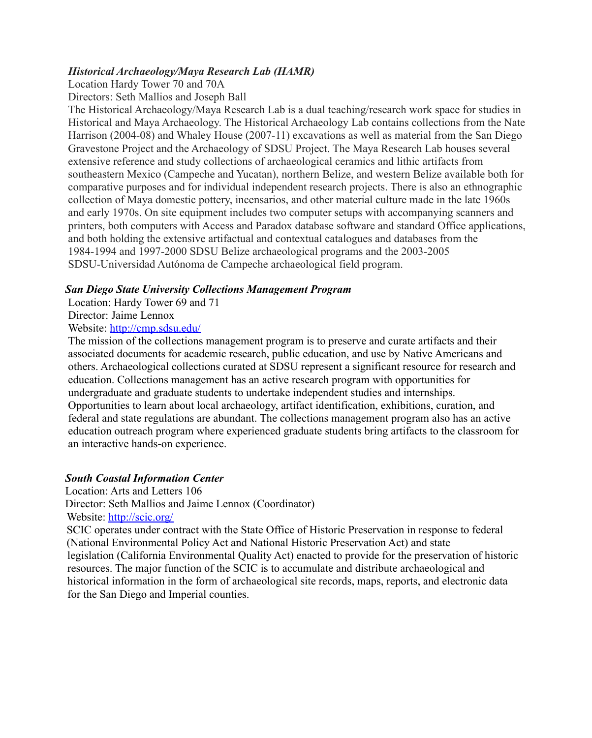***Historical Archaeology/Maya Research Lab (HAMR)***

Location Hardy Tower 70 and 70A

Directors: Seth Mallios and Joseph Ball

The Historical Archaeology/Maya Research Lab is a dual teaching/research work space for studies in Historical and Maya Archaeology. The Historical Archaeology Lab contains collections from the Nate Harrison (2004-08) and Whaley House (2007-11) excavations as well as material from the San Diego Gravestone Project and the Archaeology of SDSU Project. The Maya Research Lab houses several extensive reference and study collections of archaeological ceramics and lithic artifacts from southeastern Mexico (Campeche and Yucatan), northern Belize, and western Belize available both for comparative purposes and for individual independent research projects. There is also an ethnographic collection of Maya domestic pottery, incensarios, and other material culture made in the late 1960s and early 1970s. On site equipment includes two computer setups with accompanying scanners and printers, both computers with Access and Paradox database software and standard Office applications, and both holding the extensive artifactual and contextual catalogues and databases from the 1984-1994 and 1997-2000 SDSU Belize archaeological programs and the 2003-2005 SDSU-Universidad Autónoma de Campeche archaeological field program.

***San Diego State University Collections Management Program***

Location: Hardy Tower 69 and 71

Director: Jaime Lennox

Website: [http://cmp.sdsu.edu/](http://cmp.sdsu.edu/)

The mission of the collections management program is to preserve and curate artifacts and their associated documents for academic research, public education, and use by Native Americans and others. Archaeological collections curated at SDSU represent a significant resource for research and education. Collections management has an active research program with opportunities for undergraduate and graduate students to undertake independent studies and internships. Opportunities to learn about local archaeology, artifact identification, exhibitions, curation, and federal and state regulations are abundant. The collections management program also has an active education outreach program where experienced graduate students bring artifacts to the classroom for an interactive hands-on experience.

***South Coastal Information Center***

Location: Arts and Letters 106

Director: Seth Mallios and Jaime Lennox (Coordinator)

Website: [http://scic.org/](http://scic.org/)

SCIC operates under contract with the State Office of Historic Preservation in response to federal (National Environmental Policy Act and National Historic Preservation Act) and state legislation (California Environmental Quality Act) enacted to provide for the preservation of historic resources. The major function of the SCIC is to accumulate and distribute archaeological and historical information in the form of archaeological site records, maps, reports, and electronic data for the San Diego and Imperial counties.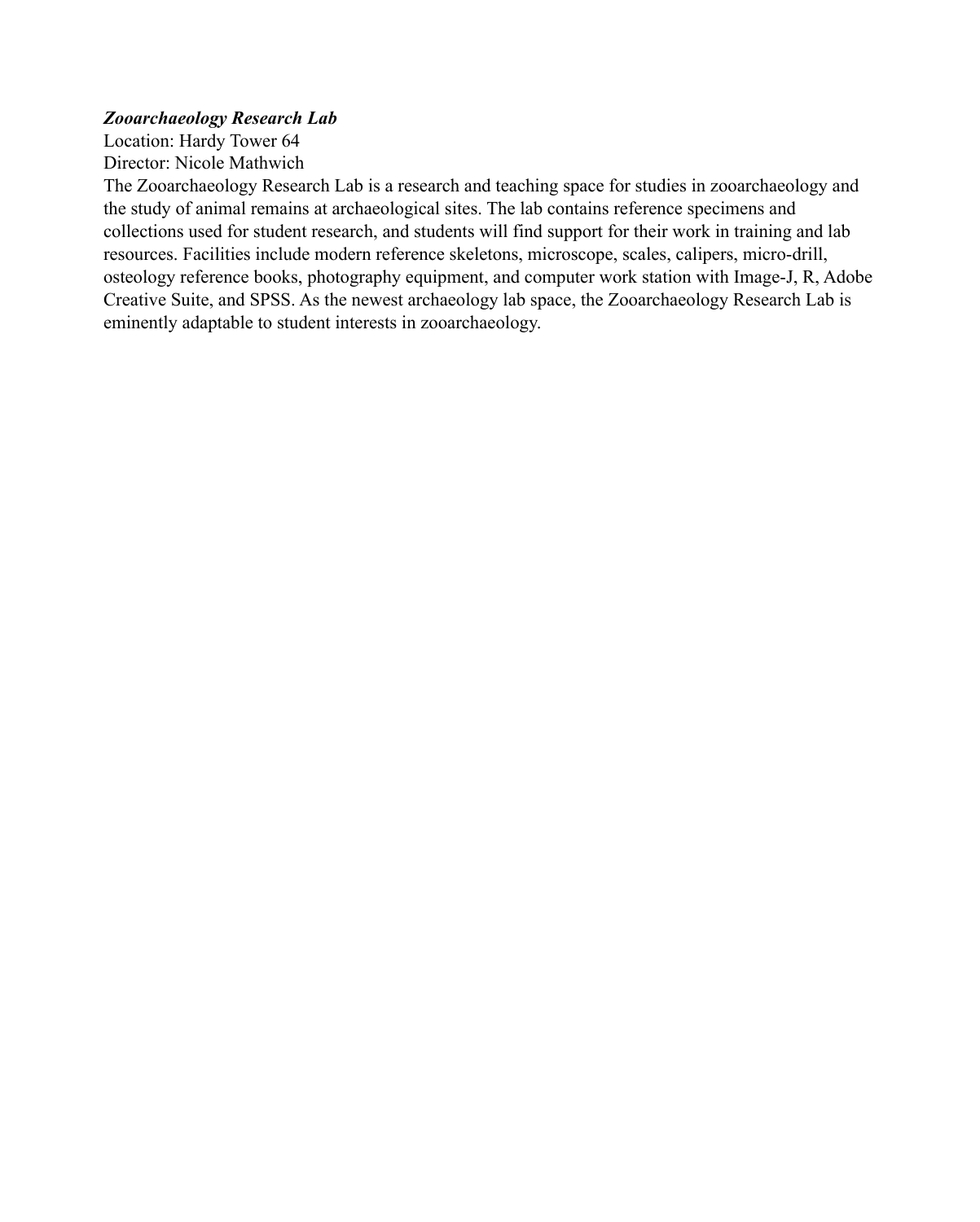***Zooarchaeology Research Lab***

Location: Hardy Tower 64

Director: Nicole Mathwich

The Zooarchaeology Research Lab is a research and teaching space for studies in zooarchaeology and the study of animal remains at archaeological sites. The lab contains reference specimens and collections used for student research, and students will find support for their work in training and lab resources. Facilities include modern reference skeletons, microscope, scales, calipers, micro-drill, osteology reference books, photography equipment, and computer work station with Image-J, R, Adobe Creative Suite, and SPSS. As the newest archaeology lab space, the Zooarchaeology Research Lab is eminently adaptable to student interests in zooarchaeology.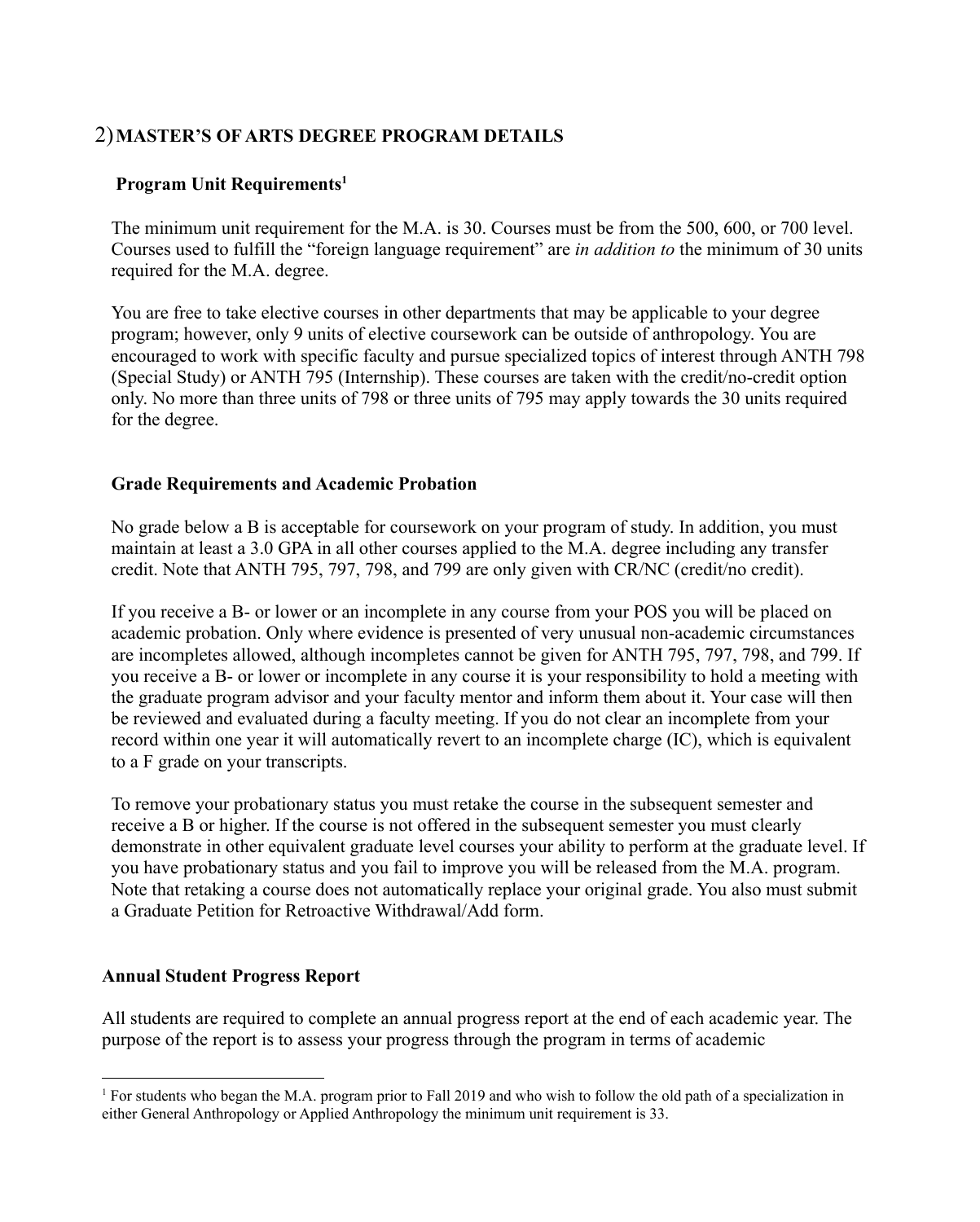## 2) MASTER'S OF ARTS DEGREE PROGRAM DETAILS

### Program Unit Requirements[1]

The minimum unit requirement for the M.A. is 30. Courses must be from the 500, 600, or 700 level. Courses used to fulfill the "foreign language requirement" are *in addition to* the minimum of 30 units required for the M.A. degree.

You are free to take elective courses in other departments that may be applicable to your degree program; however, only 9 units of elective coursework can be outside of anthropology. You are encouraged to work with specific faculty and pursue specialized topics of interest through ANTH 798 (Special Study) or ANTH 795 (Internship). These courses are taken with the credit/no-credit option only. No more than three units of 798 or three units of 795 may apply towards the 30 units required for the degree.

### Grade Requirements and Academic Probation

No grade below a B is acceptable for coursework on your program of study. In addition, you must maintain at least a 3.0 GPA in all other courses applied to the M.A. degree including any transfer credit. Note that ANTH 795, 797, 798, and 799 are only given with CR/NC (credit/no credit).

If you receive a B- or lower or an incomplete in any course from your POS you will be placed on academic probation. Only where evidence is presented of very unusual non-academic circumstances are incompletes allowed, although incompletes cannot be given for ANTH 795, 797, 798, and 799. If you receive a B- or lower or incomplete in any course it is your responsibility to hold a meeting with the graduate program advisor and your faculty mentor and inform them about it. Your case will then be reviewed and evaluated during a faculty meeting. If you do not clear an incomplete from your record within one year it will automatically revert to an incomplete charge (IC), which is equivalent to a F grade on your transcripts.

To remove your probationary status you must retake the course in the subsequent semester and receive a B or higher. If the course is not offered in the subsequent semester you must clearly demonstrate in other equivalent graduate level courses your ability to perform at the graduate level. If you have probationary status and you fail to improve you will be released from the M.A. program. Note that retaking a course does not automatically replace your original grade. You also must submit a Graduate Petition for Retroactive Withdrawal/Add form.

### Annual Student Progress Report

All students are required to complete an annual progress report at the end of each academic year. The purpose of the report is to assess your progress through the program in terms of academic

[1] For students who began the M.A. program prior to Fall 2019 and who wish to follow the old path of a specialization in either General Anthropology or Applied Anthropology the minimum unit requirement is 33.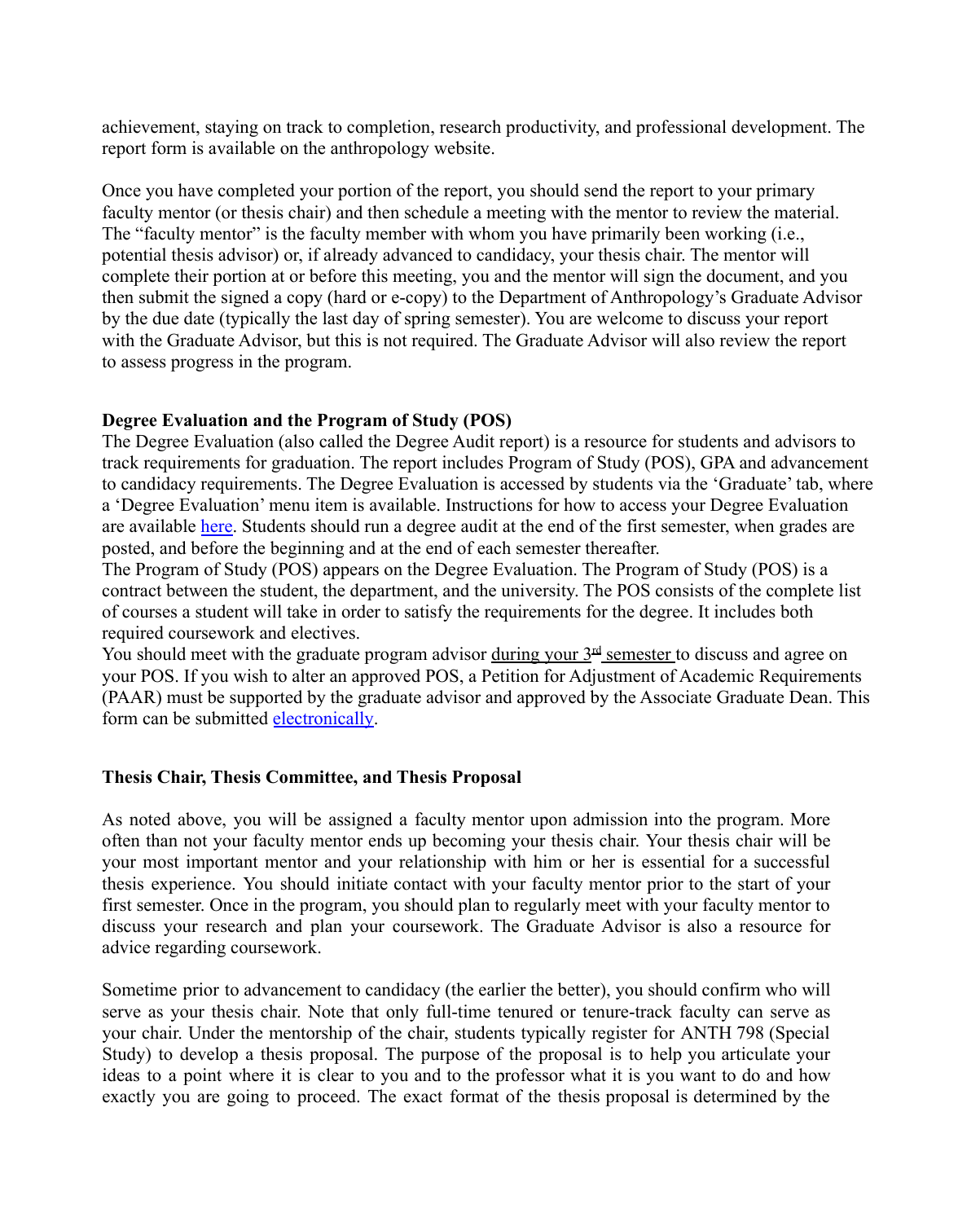achievement, staying on track to completion, research productivity, and professional development. The report form is available on the anthropology website.

Once you have completed your portion of the report, you should send the report to your primary faculty mentor (or thesis chair) and then schedule a meeting with the mentor to review the material. The "faculty mentor" is the faculty member with whom you have primarily been working (i.e., potential thesis advisor) or, if already advanced to candidacy, your thesis chair. The mentor will complete their portion at or before this meeting, you and the mentor will sign the document, and you then submit the signed a copy (hard or e-copy) to the Department of Anthropology's Graduate Advisor by the due date (typically the last day of spring semester). You are welcome to discuss your report with the Graduate Advisor, but this is not required. The Graduate Advisor will also review the report to assess progress in the program.

**Degree Evaluation and the Program of Study (POS)**

The Degree Evaluation (also called the Degree Audit report) is a resource for students and advisors to track requirements for graduation. The report includes Program of Study (POS), GPA and advancement to candidacy requirements. The Degree Evaluation is accessed by students via the 'Graduate' tab, where a 'Degree Evaluation' menu item is available. Instructions for how to access your Degree Evaluation are available here. Students should run a degree audit at the end of the first semester, when grades are posted, and before the beginning and at the end of each semester thereafter.

The Program of Study (POS) appears on the Degree Evaluation. The Program of Study (POS) is a contract between the student, the department, and the university. The POS consists of the complete list of courses a student will take in order to satisfy the requirements for the degree. It includes both required coursework and electives.

You should meet with the graduate program advisor during your 3rd semester to discuss and agree on your POS. If you wish to alter an approved POS, a Petition for Adjustment of Academic Requirements (PAAR) must be supported by the graduate advisor and approved by the Associate Graduate Dean. This form can be submitted electronically.

**Thesis Chair, Thesis Committee, and Thesis Proposal**

As noted above, you will be assigned a faculty mentor upon admission into the program. More often than not your faculty mentor ends up becoming your thesis chair. Your thesis chair will be your most important mentor and your relationship with him or her is essential for a successful thesis experience. You should initiate contact with your faculty mentor prior to the start of your first semester. Once in the program, you should plan to regularly meet with your faculty mentor to discuss your research and plan your coursework. The Graduate Advisor is also a resource for advice regarding coursework.

Sometime prior to advancement to candidacy (the earlier the better), you should confirm who will serve as your thesis chair. Note that only full-time tenured or tenure-track faculty can serve as your chair. Under the mentorship of the chair, students typically register for ANTH 798 (Special Study) to develop a thesis proposal. The purpose of the proposal is to help you articulate your ideas to a point where it is clear to you and to the professor what it is you want to do and how exactly you are going to proceed. The exact format of the thesis proposal is determined by the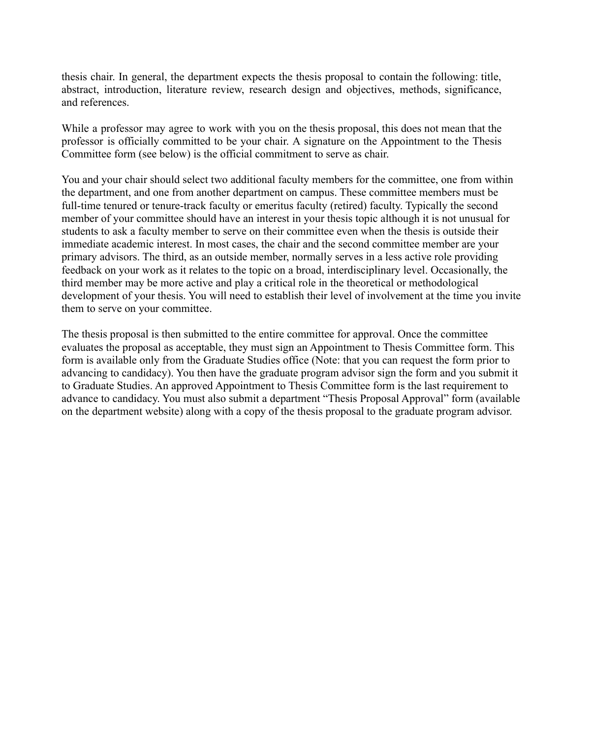thesis chair. In general, the department expects the thesis proposal to contain the following: title, abstract, introduction, literature review, research design and objectives, methods, significance, and references.

While a professor may agree to work with you on the thesis proposal, this does not mean that the professor is officially committed to be your chair. A signature on the Appointment to the Thesis Committee form (see below) is the official commitment to serve as chair.

You and your chair should select two additional faculty members for the committee, one from within the department, and one from another department on campus. These committee members must be full-time tenured or tenure-track faculty or emeritus faculty (retired) faculty. Typically the second member of your committee should have an interest in your thesis topic although it is not unusual for students to ask a faculty member to serve on their committee even when the thesis is outside their immediate academic interest. In most cases, the chair and the second committee member are your primary advisors. The third, as an outside member, normally serves in a less active role providing feedback on your work as it relates to the topic on a broad, interdisciplinary level. Occasionally, the third member may be more active and play a critical role in the theoretical or methodological development of your thesis. You will need to establish their level of involvement at the time you invite them to serve on your committee.

The thesis proposal is then submitted to the entire committee for approval. Once the committee evaluates the proposal as acceptable, they must sign an Appointment to Thesis Committee form. This form is available only from the Graduate Studies office (Note: that you can request the form prior to advancing to candidacy). You then have the graduate program advisor sign the form and you submit it to Graduate Studies. An approved Appointment to Thesis Committee form is the last requirement to advance to candidacy. You must also submit a department "Thesis Proposal Approval" form (available on the department website) along with a copy of the thesis proposal to the graduate program advisor.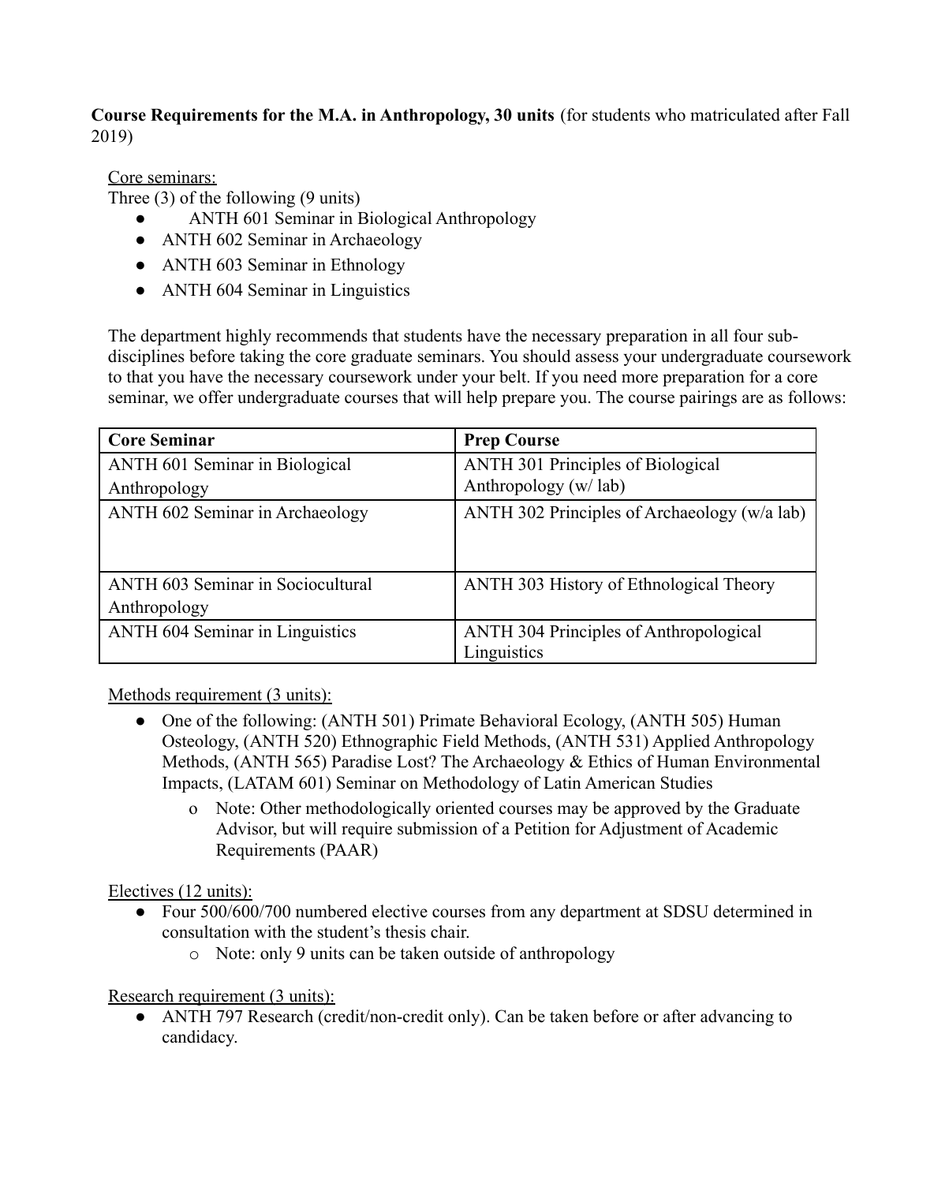**Course Requirements for the M.A. in Anthropology, 30 units** (for students who matriculated after Fall 2019)

Core seminars:

Three (3) of the following (9 units)

- ANTH 601 Seminar in Biological Anthropology
- ANTH 602 Seminar in Archaeology
- ANTH 603 Seminar in Ethnology
- ANTH 604 Seminar in Linguistics

The department highly recommends that students have the necessary preparation in all four sub-disciplines before taking the core graduate seminars. You should assess your undergraduate coursework to that you have the necessary coursework under your belt. If you need more preparation for a core seminar, we offer undergraduate courses that will help prepare you. The course pairings are as follows:

| Core Seminar | Prep Course |
|---|---|
| ANTH 601 Seminar in Biological Anthropology | ANTH 301 Principles of Biological Anthropology (w/ lab) |
| ANTH 602 Seminar in Archaeology | ANTH 302 Principles of Archaeology (w/a lab) |
| ANTH 603 Seminar in Sociocultural Anthropology | ANTH 303 History of Ethnological Theory |
| ANTH 604 Seminar in Linguistics | ANTH 304 Principles of Anthropological Linguistics |

Methods requirement (3 units):

- One of the following: (ANTH 501) Primate Behavioral Ecology, (ANTH 505) Human Osteology, (ANTH 520) Ethnographic Field Methods, (ANTH 531) Applied Anthropology Methods, (ANTH 565) Paradise Lost? The Archaeology & Ethics of Human Environmental Impacts, (LATAM 601) Seminar on Methodology of Latin American Studies
  - Note: Other methodologically oriented courses may be approved by the Graduate Advisor, but will require submission of a Petition for Adjustment of Academic Requirements (PAAR)

Electives (12 units):

- Four 500/600/700 numbered elective courses from any department at SDSU determined in consultation with the student's thesis chair.
  - Note: only 9 units can be taken outside of anthropology

Research requirement (3 units):

- ANTH 797 Research (credit/non-credit only). Can be taken before or after advancing to candidacy.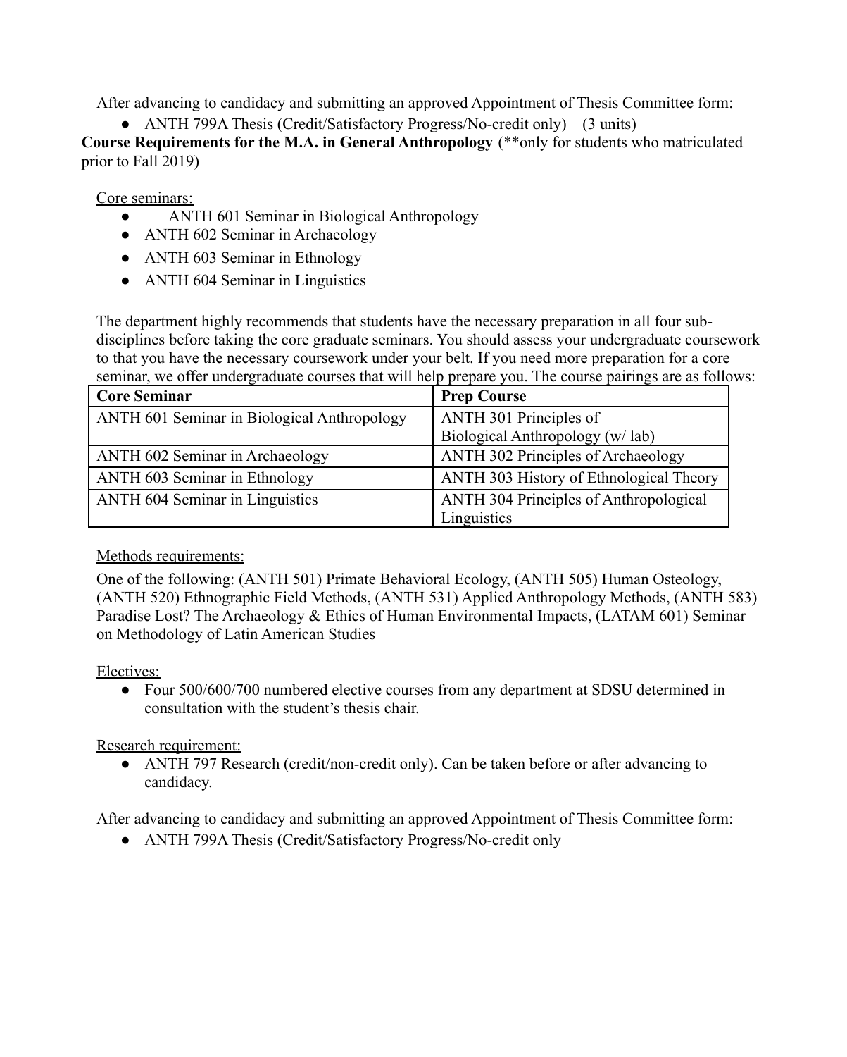After advancing to candidacy and submitting an approved Appointment of Thesis Committee form:

- ANTH 799A Thesis (Credit/Satisfactory Progress/No-credit only) – (3 units)

**Course Requirements for the M.A. in General Anthropology** (**only for students who matriculated prior to Fall 2019)

<u>Core seminars:</u>

- ANTH 601 Seminar in Biological Anthropology
- ANTH 602 Seminar in Archaeology
- ANTH 603 Seminar in Ethnology
- ANTH 604 Seminar in Linguistics

The department highly recommends that students have the necessary preparation in all four sub-disciplines before taking the core graduate seminars. You should assess your undergraduate coursework to that you have the necessary coursework under your belt. If you need more preparation for a core seminar, we offer undergraduate courses that will help prepare you. The course pairings are as follows:

| Core Seminar | Prep Course |
| --- | --- |
| ANTH 601 Seminar in Biological Anthropology | ANTH 301 Principles of Biological Anthropology (w/ lab) |
| ANTH 602 Seminar in Archaeology | ANTH 302 Principles of Archaeology |
| ANTH 603 Seminar in Ethnology | ANTH 303 History of Ethnological Theory |
| ANTH 604 Seminar in Linguistics | ANTH 304 Principles of Anthropological Linguistics |

<u>Methods requirements:</u>

One of the following: (ANTH 501) Primate Behavioral Ecology, (ANTH 505) Human Osteology, (ANTH 520) Ethnographic Field Methods, (ANTH 531) Applied Anthropology Methods, (ANTH 583) Paradise Lost? The Archaeology & Ethics of Human Environmental Impacts, (LATAM 601) Seminar on Methodology of Latin American Studies

<u>Electives:</u>

- Four 500/600/700 numbered elective courses from any department at SDSU determined in consultation with the student's thesis chair.

<u>Research requirement:</u>

- ANTH 797 Research (credit/non-credit only). Can be taken before or after advancing to candidacy.

After advancing to candidacy and submitting an approved Appointment of Thesis Committee form:

- ANTH 799A Thesis (Credit/Satisfactory Progress/No-credit only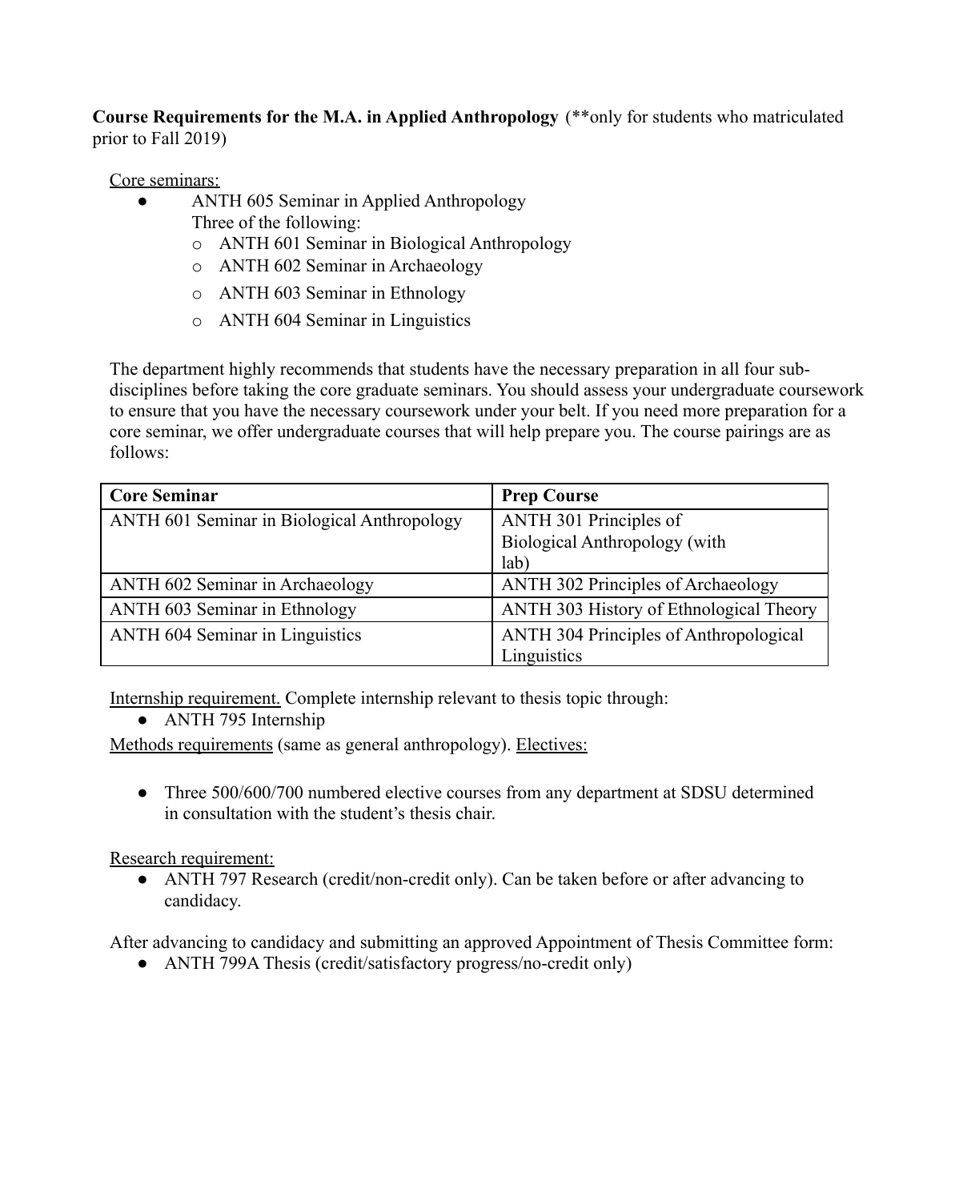**Course Requirements for the M.A. in Applied Anthropology** (**only for students who matriculated prior to Fall 2019)

Core seminars:

- ANTH 605 Seminar in Applied Anthropology
  Three of the following:
  - ANTH 601 Seminar in Biological Anthropology
  - ANTH 602 Seminar in Archaeology
  - ANTH 603 Seminar in Ethnology
  - ANTH 604 Seminar in Linguistics

The department highly recommends that students have the necessary preparation in all four sub-disciplines before taking the core graduate seminars. You should assess your undergraduate coursework to ensure that you have the necessary coursework under your belt. If you need more preparation for a core seminar, we offer undergraduate courses that will help prepare you. The course pairings are as follows:

| Core Seminar | Prep Course |
|---|---|
| ANTH 601 Seminar in Biological Anthropology | ANTH 301 Principles of Biological Anthropology (with lab) |
| ANTH 602 Seminar in Archaeology | ANTH 302 Principles of Archaeology |
| ANTH 603 Seminar in Ethnology | ANTH 303 History of Ethnological Theory |
| ANTH 604 Seminar in Linguistics | ANTH 304 Principles of Anthropological Linguistics |

Internship requirement. Complete internship relevant to thesis topic through:

- ANTH 795 Internship

Methods requirements (same as general anthropology). Electives:

- Three 500/600/700 numbered elective courses from any department at SDSU determined in consultation with the student's thesis chair.

Research requirement:

- ANTH 797 Research (credit/non-credit only). Can be taken before or after advancing to candidacy.

After advancing to candidacy and submitting an approved Appointment of Thesis Committee form:

- ANTH 799A Thesis (credit/satisfactory progress/no-credit only)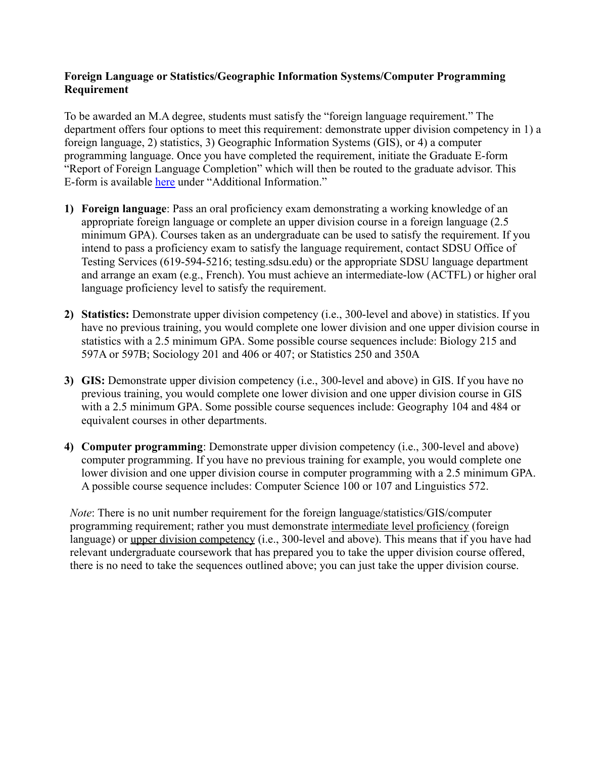## Foreign Language or Statistics/Geographic Information Systems/Computer Programming Requirement

To be awarded an M.A degree, students must satisfy the "foreign language requirement." The department offers four options to meet this requirement: demonstrate upper division competency in 1) a foreign language, 2) statistics, 3) Geographic Information Systems (GIS), or 4) a computer programming language. Once you have completed the requirement, initiate the Graduate E-form "Report of Foreign Language Completion" which will then be routed to the graduate advisor. This E-form is available here under "Additional Information."

1) **Foreign language**: Pass an oral proficiency exam demonstrating a working knowledge of an appropriate foreign language or complete an upper division course in a foreign language (2.5 minimum GPA). Courses taken as an undergraduate can be used to satisfy the requirement. If you intend to pass a proficiency exam to satisfy the language requirement, contact SDSU Office of Testing Services (619-594-5216; testing.sdsu.edu) or the appropriate SDSU language department and arrange an exam (e.g., French). You must achieve an intermediate-low (ACTFL) or higher oral language proficiency level to satisfy the requirement.

2) **Statistics:** Demonstrate upper division competency (i.e., 300-level and above) in statistics. If you have no previous training, you would complete one lower division and one upper division course in statistics with a 2.5 minimum GPA. Some possible course sequences include: Biology 215 and 597A or 597B; Sociology 201 and 406 or 407; or Statistics 250 and 350A

3) **GIS:** Demonstrate upper division competency (i.e., 300-level and above) in GIS. If you have no previous training, you would complete one lower division and one upper division course in GIS with a 2.5 minimum GPA. Some possible course sequences include: Geography 104 and 484 or equivalent courses in other departments.

4) **Computer programming**: Demonstrate upper division competency (i.e., 300-level and above) computer programming. If you have no previous training for example, you would complete one lower division and one upper division course in computer programming with a 2.5 minimum GPA. A possible course sequence includes: Computer Science 100 or 107 and Linguistics 572.

*Note*: There is no unit number requirement for the foreign language/statistics/GIS/computer programming requirement; rather you must demonstrate intermediate level proficiency (foreign language) or upper division competency (i.e., 300-level and above). This means that if you have had relevant undergraduate coursework that has prepared you to take the upper division course offered, there is no need to take the sequences outlined above; you can just take the upper division course.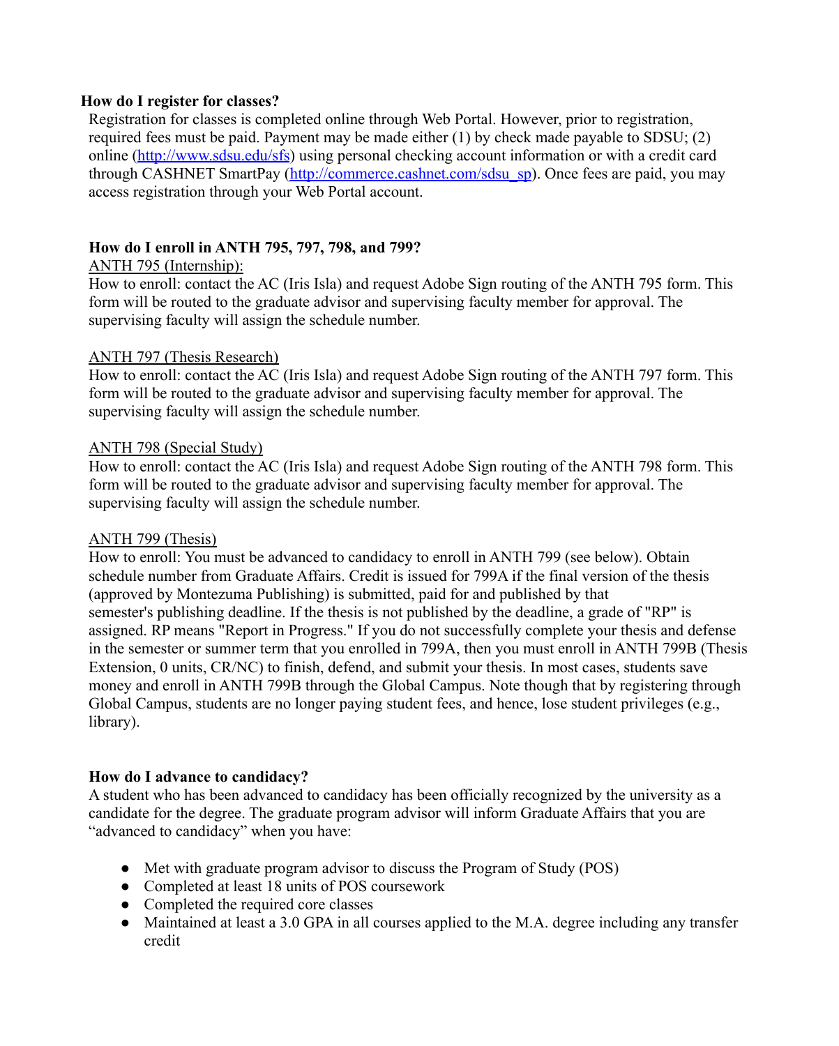### How do I register for classes?

Registration for classes is completed online through Web Portal. However, prior to registration, required fees must be paid. Payment may be made either (1) by check made payable to SDSU; (2) online ([http://www.sdsu.edu/sfs](http://www.sdsu.edu/sfs)) using personal checking account information or with a credit card through CASHNET SmartPay ([http://commerce.cashnet.com/sdsu_sp](http://commerce.cashnet.com/sdsu_sp)). Once fees are paid, you may access registration through your Web Portal account.

### How do I enroll in ANTH 795, 797, 798, and 799?

ANTH 795 (Internship):

How to enroll: contact the AC (Iris Isla) and request Adobe Sign routing of the ANTH 795 form. This form will be routed to the graduate advisor and supervising faculty member for approval. The supervising faculty will assign the schedule number.

ANTH 797 (Thesis Research)

How to enroll: contact the AC (Iris Isla) and request Adobe Sign routing of the ANTH 797 form. This form will be routed to the graduate advisor and supervising faculty member for approval. The supervising faculty will assign the schedule number.

ANTH 798 (Special Study)

How to enroll: contact the AC (Iris Isla) and request Adobe Sign routing of the ANTH 798 form. This form will be routed to the graduate advisor and supervising faculty member for approval. The supervising faculty will assign the schedule number.

ANTH 799 (Thesis)

How to enroll: You must be advanced to candidacy to enroll in ANTH 799 (see below). Obtain schedule number from Graduate Affairs. Credit is issued for 799A if the final version of the thesis (approved by Montezuma Publishing) is submitted, paid for and published by that semester's publishing deadline. If the thesis is not published by the deadline, a grade of "RP" is assigned. RP means "Report in Progress." If you do not successfully complete your thesis and defense in the semester or summer term that you enrolled in 799A, then you must enroll in ANTH 799B (Thesis Extension, 0 units, CR/NC) to finish, defend, and submit your thesis. In most cases, students save money and enroll in ANTH 799B through the Global Campus. Note though that by registering through Global Campus, students are no longer paying student fees, and hence, lose student privileges (e.g., library).

### How do I advance to candidacy?

A student who has been advanced to candidacy has been officially recognized by the university as a candidate for the degree. The graduate program advisor will inform Graduate Affairs that you are "advanced to candidacy" when you have:

- Met with graduate program advisor to discuss the Program of Study (POS)
- Completed at least 18 units of POS coursework
- Completed the required core classes
- Maintained at least a 3.0 GPA in all courses applied to the M.A. degree including any transfer credit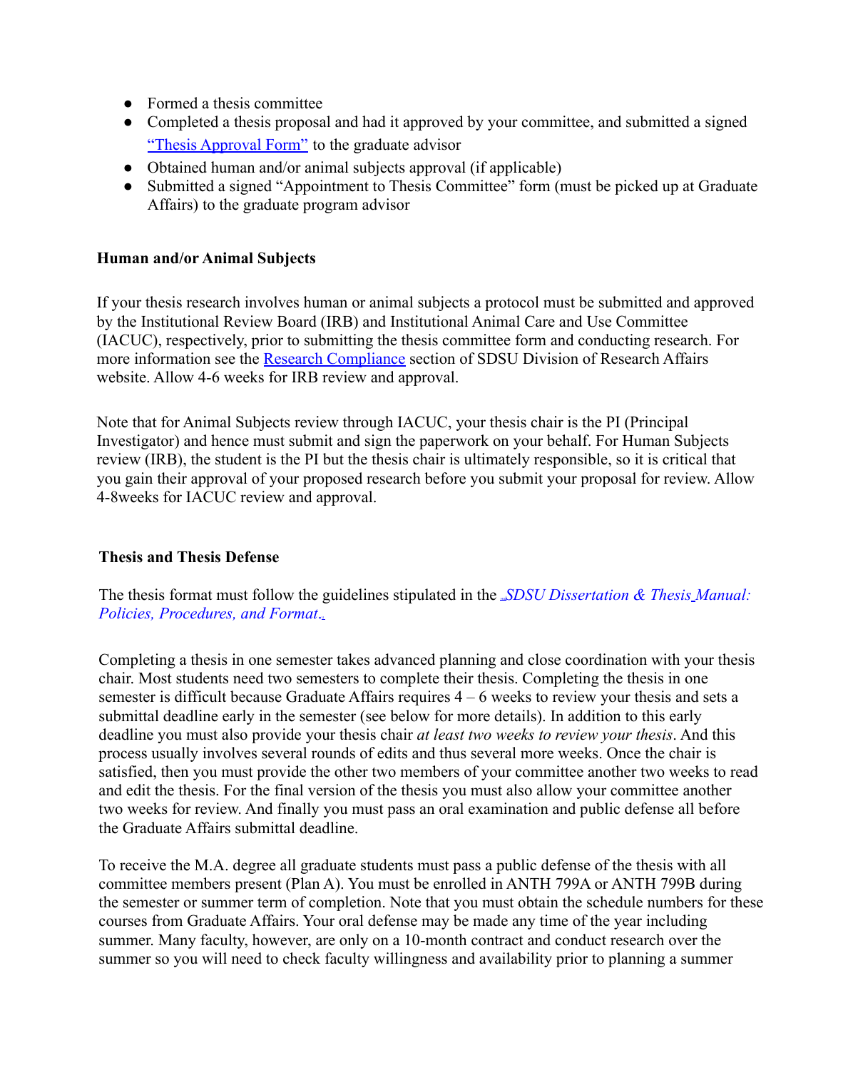- Formed a thesis committee
- Completed a thesis proposal and had it approved by your committee, and submitted a signed "Thesis Approval Form" to the graduate advisor
- Obtained human and/or animal subjects approval (if applicable)
- Submitted a signed "Appointment to Thesis Committee" form (must be picked up at Graduate Affairs) to the graduate program advisor

**Human and/or Animal Subjects**

If your thesis research involves human or animal subjects a protocol must be submitted and approved by the Institutional Review Board (IRB) and Institutional Animal Care and Use Committee (IACUC), respectively, prior to submitting the thesis committee form and conducting research. For more information see the Research Compliance section of SDSU Division of Research Affairs website. Allow 4-6 weeks for IRB review and approval.

Note that for Animal Subjects review through IACUC, your thesis chair is the PI (Principal Investigator) and hence must submit and sign the paperwork on your behalf. For Human Subjects review (IRB), the student is the PI but the thesis chair is ultimately responsible, so it is critical that you gain their approval of your proposed research before you submit your proposal for review. Allow 4-8weeks for IACUC review and approval.

**Thesis and Thesis Defense**

The thesis format must follow the guidelines stipulated in the *SDSU Dissertation & Thesis Manual: Policies, Procedures, and Format*.

Completing a thesis in one semester takes advanced planning and close coordination with your thesis chair. Most students need two semesters to complete their thesis. Completing the thesis in one semester is difficult because Graduate Affairs requires 4 – 6 weeks to review your thesis and sets a submittal deadline early in the semester (see below for more details). In addition to this early deadline you must also provide your thesis chair *at least two weeks to review your thesis*. And this process usually involves several rounds of edits and thus several more weeks. Once the chair is satisfied, then you must provide the other two members of your committee another two weeks to read and edit the thesis. For the final version of the thesis you must also allow your committee another two weeks for review. And finally you must pass an oral examination and public defense all before the Graduate Affairs submittal deadline.

To receive the M.A. degree all graduate students must pass a public defense of the thesis with all committee members present (Plan A). You must be enrolled in ANTH 799A or ANTH 799B during the semester or summer term of completion. Note that you must obtain the schedule numbers for these courses from Graduate Affairs. Your oral defense may be made any time of the year including summer. Many faculty, however, are only on a 10-month contract and conduct research over the summer so you will need to check faculty willingness and availability prior to planning a summer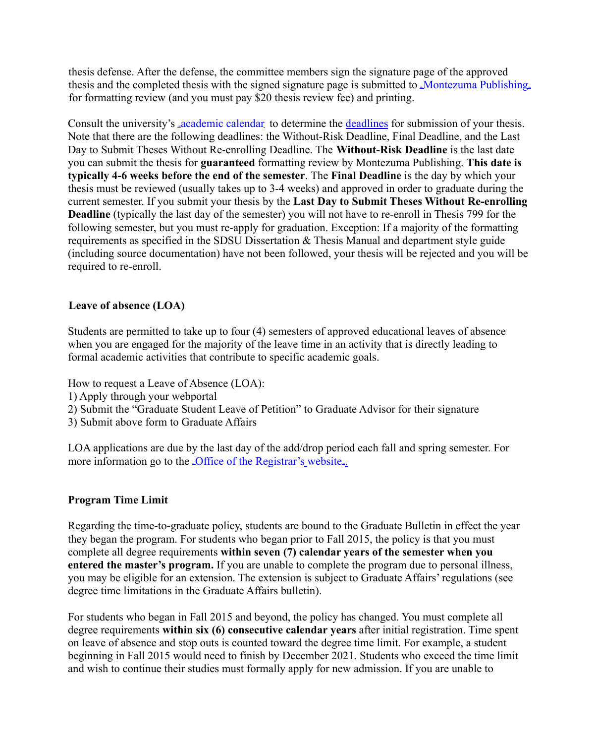thesis defense. After the defense, the committee members sign the signature page of the approved thesis and the completed thesis with the signed signature page is submitted to Montezuma Publishing for formatting review (and you must pay $20 thesis review fee) and printing.

Consult the university's academic calendar to determine the deadlines for submission of your thesis. Note that there are the following deadlines: the Without-Risk Deadline, Final Deadline, and the Last Day to Submit Theses Without Re-enrolling Deadline. The **Without-Risk Deadline** is the last date you can submit the thesis for **guaranteed** formatting review by Montezuma Publishing. **This date is typically 4-6 weeks before the end of the semester**. The **Final Deadline** is the day by which your thesis must be reviewed (usually takes up to 3-4 weeks) and approved in order to graduate during the current semester. If you submit your thesis by the **Last Day to Submit Theses Without Re-enrolling Deadline** (typically the last day of the semester) you will not have to re-enroll in Thesis 799 for the following semester, but you must re-apply for graduation. Exception: If a majority of the formatting requirements as specified in the SDSU Dissertation & Thesis Manual and department style guide (including source documentation) have not been followed, your thesis will be rejected and you will be required to re-enroll.

### Leave of absence (LOA)

Students are permitted to take up to four (4) semesters of approved educational leaves of absence when you are engaged for the majority of the leave time in an activity that is directly leading to formal academic activities that contribute to specific academic goals.

How to request a Leave of Absence (LOA):
1) Apply through your webportal
2) Submit the "Graduate Student Leave of Petition" to Graduate Advisor for their signature
3) Submit above form to Graduate Affairs

LOA applications are due by the last day of the add/drop period each fall and spring semester. For more information go to the Office of the Registrar's website.

### Program Time Limit

Regarding the time-to-graduate policy, students are bound to the Graduate Bulletin in effect the year they began the program. For students who began prior to Fall 2015, the policy is that you must complete all degree requirements **within seven (7) calendar years of the semester when you entered the master's program.** If you are unable to complete the program due to personal illness, you may be eligible for an extension. The extension is subject to Graduate Affairs' regulations (see degree time limitations in the Graduate Affairs bulletin).

For students who began in Fall 2015 and beyond, the policy has changed. You must complete all degree requirements **within six (6) consecutive calendar years** after initial registration. Time spent on leave of absence and stop outs is counted toward the degree time limit. For example, a student beginning in Fall 2015 would need to finish by December 2021. Students who exceed the time limit and wish to continue their studies must formally apply for new admission. If you are unable to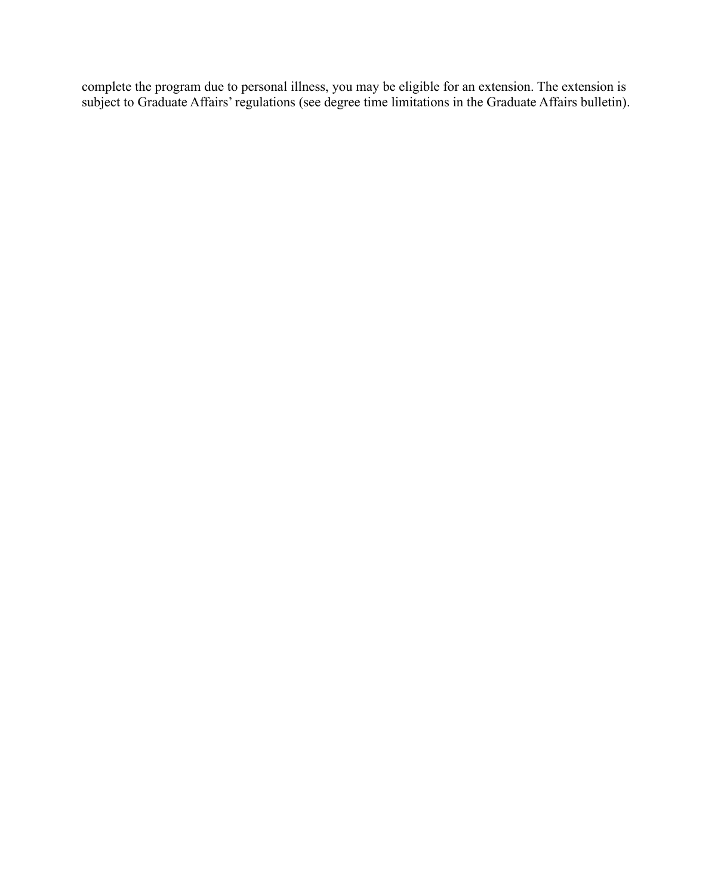complete the program due to personal illness, you may be eligible for an extension. The extension is subject to Graduate Affairs' regulations (see degree time limitations in the Graduate Affairs bulletin).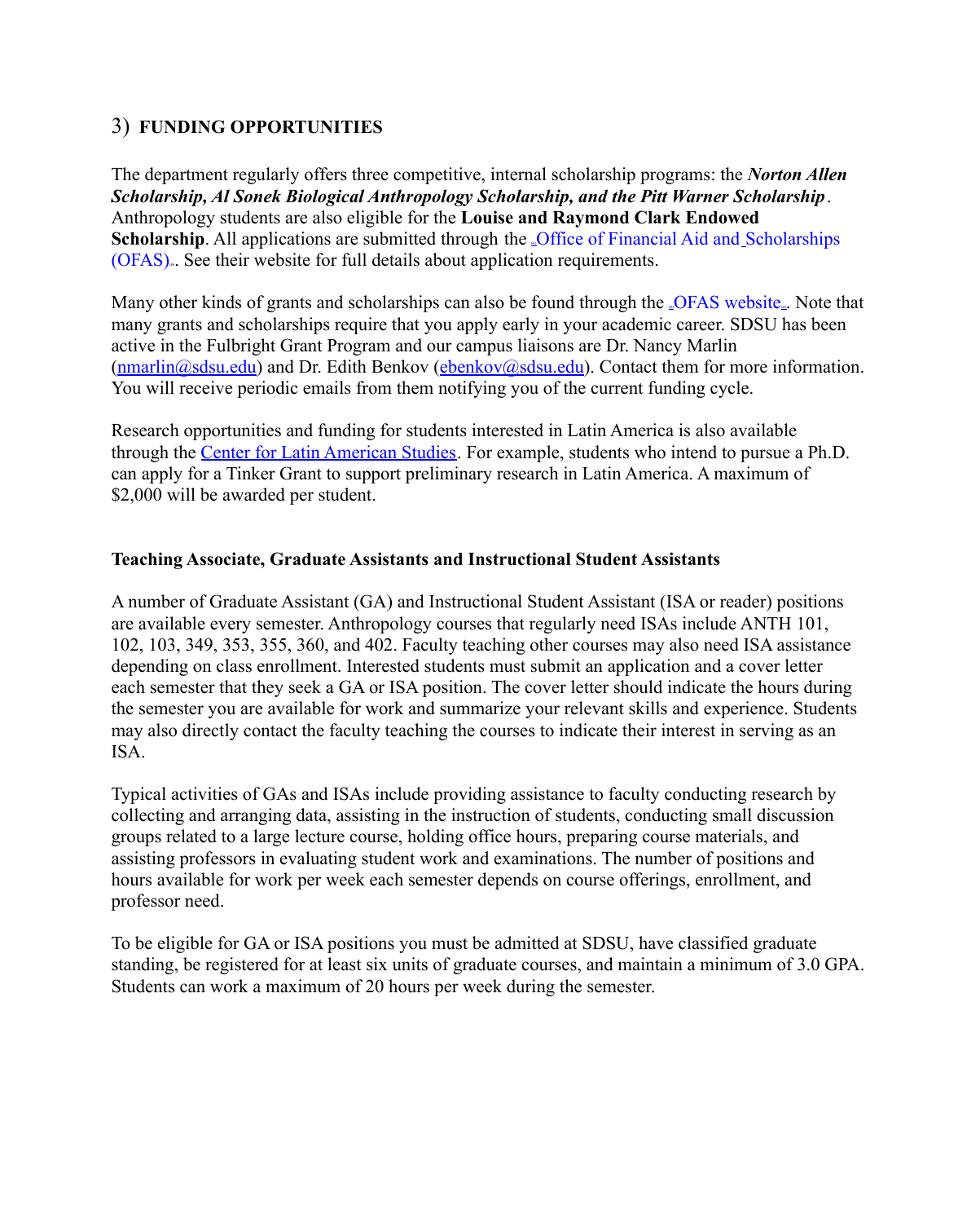## 3) FUNDING OPPORTUNITIES

The department regularly offers three competitive, internal scholarship programs: the ***Norton Allen Scholarship, Al Sonek Biological Anthropology Scholarship, and the Pitt Warner Scholarship***. Anthropology students are also eligible for the **Louise and Raymond Clark Endowed Scholarship**. All applications are submitted through the Office of Financial Aid and Scholarships (OFAS). See their website for full details about application requirements.

Many other kinds of grants and scholarships can also be found through the OFAS website. Note that many grants and scholarships require that you apply early in your academic career. SDSU has been active in the Fulbright Grant Program and our campus liaisons are Dr. Nancy Marlin (nmarlin@sdsu.edu) and Dr. Edith Benkov (ebenkov@sdsu.edu). Contact them for more information. You will receive periodic emails from them notifying you of the current funding cycle.

Research opportunities and funding for students interested in Latin America is also available through the Center for Latin American Studies. For example, students who intend to pursue a Ph.D. can apply for a Tinker Grant to support preliminary research in Latin America. A maximum of $2,000 will be awarded per student.

### Teaching Associate, Graduate Assistants and Instructional Student Assistants

A number of Graduate Assistant (GA) and Instructional Student Assistant (ISA or reader) positions are available every semester. Anthropology courses that regularly need ISAs include ANTH 101, 102, 103, 349, 353, 355, 360, and 402. Faculty teaching other courses may also need ISA assistance depending on class enrollment. Interested students must submit an application and a cover letter each semester that they seek a GA or ISA position. The cover letter should indicate the hours during the semester you are available for work and summarize your relevant skills and experience. Students may also directly contact the faculty teaching the courses to indicate their interest in serving as an ISA.

Typical activities of GAs and ISAs include providing assistance to faculty conducting research by collecting and arranging data, assisting in the instruction of students, conducting small discussion groups related to a large lecture course, holding office hours, preparing course materials, and assisting professors in evaluating student work and examinations. The number of positions and hours available for work per week each semester depends on course offerings, enrollment, and professor need.

To be eligible for GA or ISA positions you must be admitted at SDSU, have classified graduate standing, be registered for at least six units of graduate courses, and maintain a minimum of 3.0 GPA. Students can work a maximum of 20 hours per week during the semester.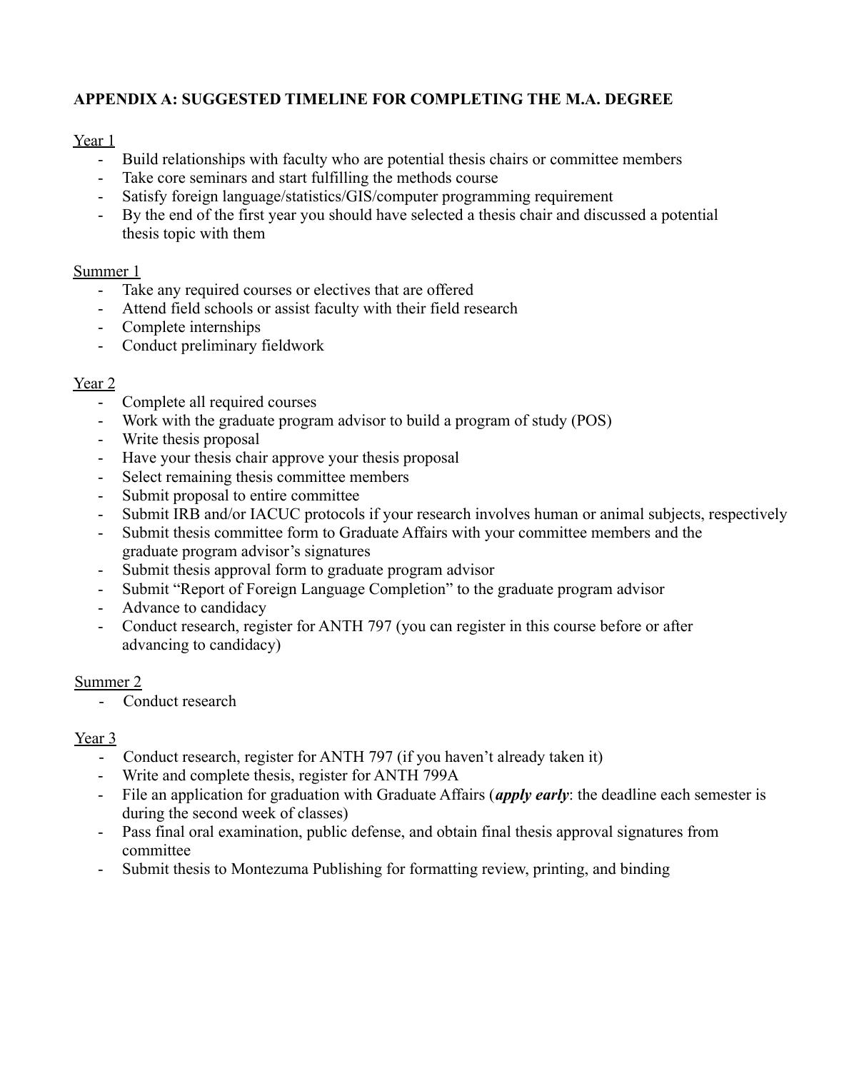## APPENDIX A: SUGGESTED TIMELINE FOR COMPLETING THE M.A. DEGREE

Year 1

- Build relationships with faculty who are potential thesis chairs or committee members
- Take core seminars and start fulfilling the methods course
- Satisfy foreign language/statistics/GIS/computer programming requirement
- By the end of the first year you should have selected a thesis chair and discussed a potential thesis topic with them

Summer 1

- Take any required courses or electives that are offered
- Attend field schools or assist faculty with their field research
- Complete internships
- Conduct preliminary fieldwork

Year 2

- Complete all required courses
- Work with the graduate program advisor to build a program of study (POS)
- Write thesis proposal
- Have your thesis chair approve your thesis proposal
- Select remaining thesis committee members
- Submit proposal to entire committee
- Submit IRB and/or IACUC protocols if your research involves human or animal subjects, respectively
- Submit thesis committee form to Graduate Affairs with your committee members and the graduate program advisor's signatures
- Submit thesis approval form to graduate program advisor
- Submit "Report of Foreign Language Completion" to the graduate program advisor
- Advance to candidacy
- Conduct research, register for ANTH 797 (you can register in this course before or after advancing to candidacy)

Summer 2

- Conduct research

Year 3

- Conduct research, register for ANTH 797 (if you haven't already taken it)
- Write and complete thesis, register for ANTH 799A
- File an application for graduation with Graduate Affairs (***apply early***: the deadline each semester is during the second week of classes)
- Pass final oral examination, public defense, and obtain final thesis approval signatures from committee
- Submit thesis to Montezuma Publishing for formatting review, printing, and binding